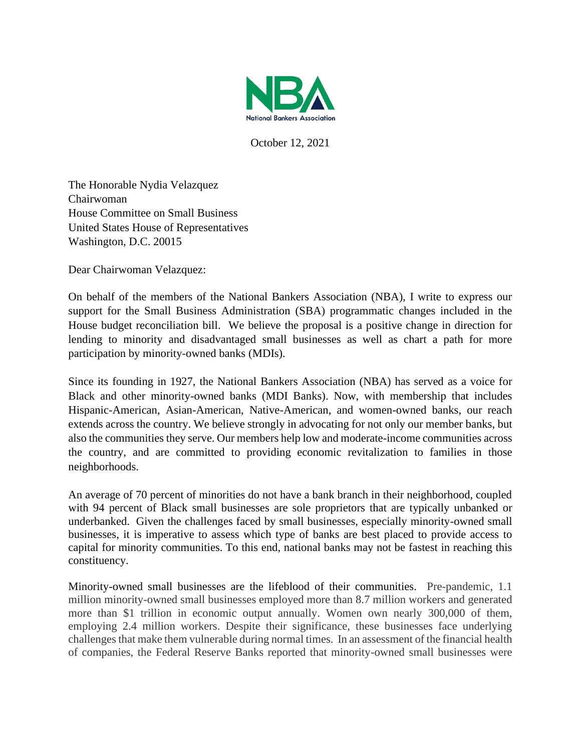National Bankers Association

October 12, 2021

The Honorable Nydia Velazquez
Chairwoman
House Committee on Small Business
United States House of Representatives
Washington, D.C. 20015

Dear Chairwoman Velazquez:

On behalf of the members of the National Bankers Association (NBA), I write to express our support for the Small Business Administration (SBA) programmatic changes included in the House budget reconciliation bill. We believe the proposal is a positive change in direction for lending to minority and disadvantaged small businesses as well as chart a path for more participation by minority-owned banks (MDIs).

Since its founding in 1927, the National Bankers Association (NBA) has served as a voice for Black and other minority-owned banks (MDI Banks). Now, with membership that includes Hispanic-American, Asian-American, Native-American, and women-owned banks, our reach extends across the country. We believe strongly in advocating for not only our member banks, but also the communities they serve. Our members help low and moderate-income communities across the country, and are committed to providing economic revitalization to families in those neighborhoods.

An average of 70 percent of minorities do not have a bank branch in their neighborhood, coupled with 94 percent of Black small businesses are sole proprietors that are typically unbanked or underbanked. Given the challenges faced by small businesses, especially minority-owned small businesses, it is imperative to assess which type of banks are best placed to provide access to capital for minority communities. To this end, national banks may not be fastest in reaching this constituency.

Minority-owned small businesses are the lifeblood of their communities. Pre-pandemic, 1.1 million minority-owned small businesses employed more than 8.7 million workers and generated more than $1 trillion in economic output annually. Women own nearly 300,000 of them, employing 2.4 million workers. Despite their significance, these businesses face underlying challenges that make them vulnerable during normal times. In an assessment of the financial health of companies, the Federal Reserve Banks reported that minority-owned small businesses were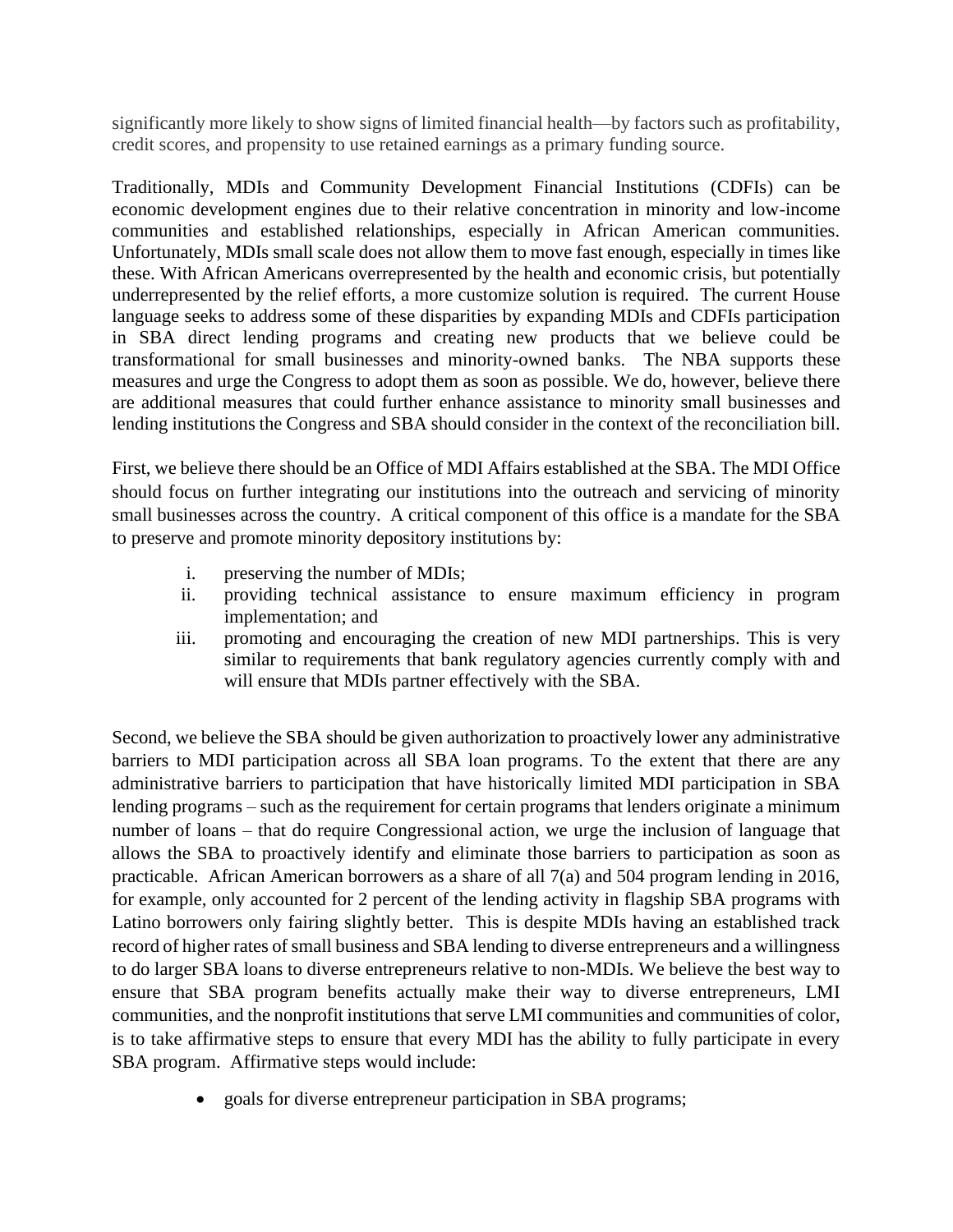significantly more likely to show signs of limited financial health—by factors such as profitability, credit scores, and propensity to use retained earnings as a primary funding source.

Traditionally, MDIs and Community Development Financial Institutions (CDFIs) can be economic development engines due to their relative concentration in minority and low-income communities and established relationships, especially in African American communities. Unfortunately, MDIs small scale does not allow them to move fast enough, especially in times like these. With African Americans overrepresented by the health and economic crisis, but potentially underrepresented by the relief efforts, a more customize solution is required. The current House language seeks to address some of these disparities by expanding MDIs and CDFIs participation in SBA direct lending programs and creating new products that we believe could be transformational for small businesses and minority-owned banks. The NBA supports these measures and urge the Congress to adopt them as soon as possible. We do, however, believe there are additional measures that could further enhance assistance to minority small businesses and lending institutions the Congress and SBA should consider in the context of the reconciliation bill.

First, we believe there should be an Office of MDI Affairs established at the SBA. The MDI Office should focus on further integrating our institutions into the outreach and servicing of minority small businesses across the country. A critical component of this office is a mandate for the SBA to preserve and promote minority depository institutions by:

i. preserving the number of MDIs;
ii. providing technical assistance to ensure maximum efficiency in program implementation; and
iii. promoting and encouraging the creation of new MDI partnerships. This is very similar to requirements that bank regulatory agencies currently comply with and will ensure that MDIs partner effectively with the SBA.

Second, we believe the SBA should be given authorization to proactively lower any administrative barriers to MDI participation across all SBA loan programs. To the extent that there are any administrative barriers to participation that have historically limited MDI participation in SBA lending programs – such as the requirement for certain programs that lenders originate a minimum number of loans – that do require Congressional action, we urge the inclusion of language that allows the SBA to proactively identify and eliminate those barriers to participation as soon as practicable. African American borrowers as a share of all 7(a) and 504 program lending in 2016, for example, only accounted for 2 percent of the lending activity in flagship SBA programs with Latino borrowers only fairing slightly better. This is despite MDIs having an established track record of higher rates of small business and SBA lending to diverse entrepreneurs and a willingness to do larger SBA loans to diverse entrepreneurs relative to non-MDIs. We believe the best way to ensure that SBA program benefits actually make their way to diverse entrepreneurs, LMI communities, and the nonprofit institutions that serve LMI communities and communities of color, is to take affirmative steps to ensure that every MDI has the ability to fully participate in every SBA program. Affirmative steps would include:

- goals for diverse entrepreneur participation in SBA programs;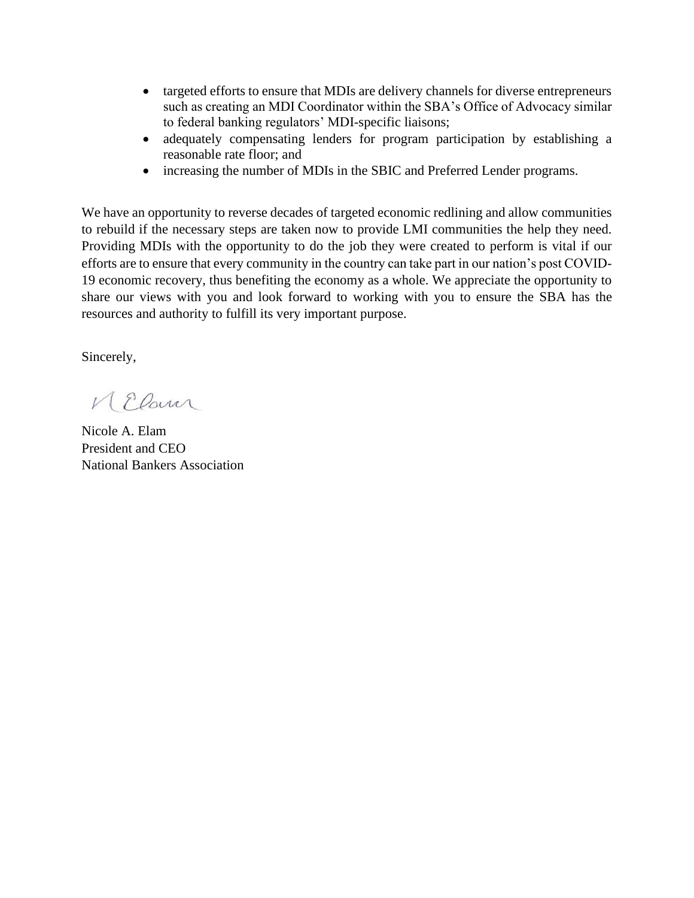- targeted efforts to ensure that MDIs are delivery channels for diverse entrepreneurs such as creating an MDI Coordinator within the SBA's Office of Advocacy similar to federal banking regulators' MDI-specific liaisons;
- adequately compensating lenders for program participation by establishing a reasonable rate floor; and
- increasing the number of MDIs in the SBIC and Preferred Lender programs.

We have an opportunity to reverse decades of targeted economic redlining and allow communities to rebuild if the necessary steps are taken now to provide LMI communities the help they need. Providing MDIs with the opportunity to do the job they were created to perform is vital if our efforts are to ensure that every community in the country can take part in our nation's post COVID-19 economic recovery, thus benefiting the economy as a whole. We appreciate the opportunity to share our views with you and look forward to working with you to ensure the SBA has the resources and authority to fulfill its very important purpose.

Sincerely,

Nicole A. Elam
President and CEO
National Bankers Association